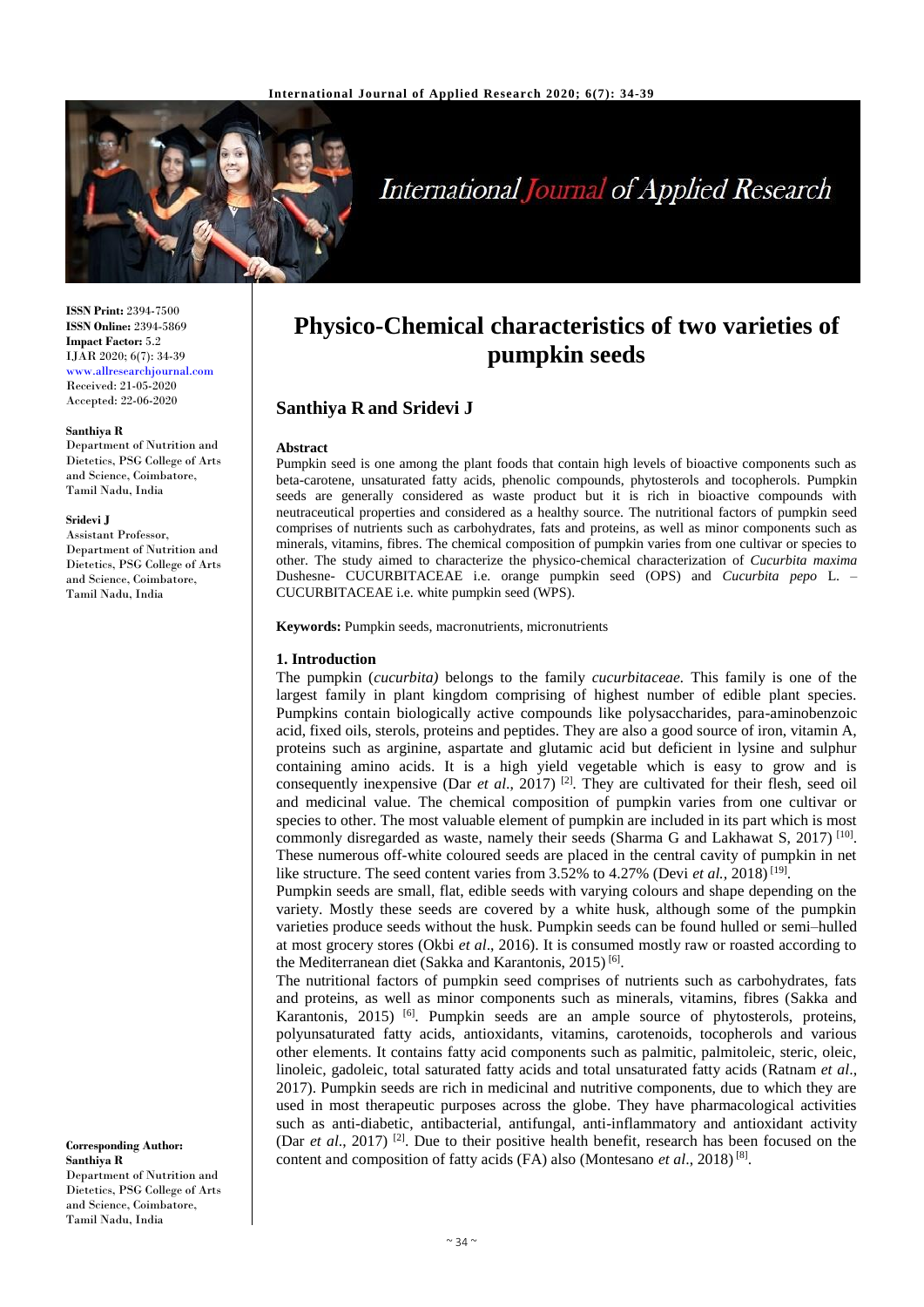# Physico-Chemical characteristics of two varieties of pumpkin seeds

**Santhiya R and Sridevi J**

**ISSN Print:** 2394-7500
**ISSN Online:** 2394-5869
**Impact Factor:** 5.2
IJAR 2020; 6(7): 34-39
www.allresearchjournal.com
Received: 21-05-2020
Accepted: 22-06-2020

**Santhiya R**
Department of Nutrition and Dietetics, PSG College of Arts and Science, Coimbatore, Tamil Nadu, India

**Sridevi J**
Assistant Professor, Department of Nutrition and Dietetics, PSG College of Arts and Science, Coimbatore, Tamil Nadu, India

**Corresponding Author:**
**Santhiya R**
Department of Nutrition and Dietetics, PSG College of Arts and Science, Coimbatore, Tamil Nadu, India

## Abstract

Pumpkin seed is one among the plant foods that contain high levels of bioactive components such as beta-carotene, unsaturated fatty acids, phenolic compounds, phytosterols and tocopherols. Pumpkin seeds are generally considered as waste product but it is rich in bioactive compounds with neutraceutical properties and considered as a healthy source. The nutritional factors of pumpkin seed comprises of nutrients such as carbohydrates, fats and proteins, as well as minor components such as minerals, vitamins, fibres. The chemical composition of pumpkin varies from one cultivar or species to other. The study aimed to characterize the physico-chemical characterization of *Cucurbita maxima* Dushesne- CUCURBITACEAE i.e. orange pumpkin seed (OPS) and *Cucurbita pepo* L. – CUCURBITACEAE i.e. white pumpkin seed (WPS).

**Keywords:** Pumpkin seeds, macronutrients, micronutrients

## 1. Introduction

The pumpkin (*cucurbita)* belongs to the family *cucurbitaceae.* This family is one of the largest family in plant kingdom comprising of highest number of edible plant species. Pumpkins contain biologically active compounds like polysaccharides, para-aminobenzoic acid, fixed oils, sterols, proteins and peptides. They are also a good source of iron, vitamin A, proteins such as arginine, aspartate and glutamic acid but deficient in lysine and sulphur containing amino acids. It is a high yield vegetable which is easy to grow and is consequently inexpensive (Dar *et al*., 2017) [2]. They are cultivated for their flesh, seed oil and medicinal value. The chemical composition of pumpkin varies from one cultivar or species to other. The most valuable element of pumpkin are included in its part which is most commonly disregarded as waste, namely their seeds (Sharma G and Lakhawat S, 2017) [10]. These numerous off-white coloured seeds are placed in the central cavity of pumpkin in net like structure. The seed content varies from 3.52% to 4.27% (Devi *et al.,* 2018) [19].

Pumpkin seeds are small, flat, edible seeds with varying colours and shape depending on the variety. Mostly these seeds are covered by a white husk, although some of the pumpkin varieties produce seeds without the husk. Pumpkin seeds can be found hulled or semi–hulled at most grocery stores (Okbi *et al*., 2016). It is consumed mostly raw or roasted according to the Mediterranean diet (Sakka and Karantonis, 2015) [6].

The nutritional factors of pumpkin seed comprises of nutrients such as carbohydrates, fats and proteins, as well as minor components such as minerals, vitamins, fibres (Sakka and Karantonis, 2015) [6]. Pumpkin seeds are an ample source of phytosterols, proteins, polyunsaturated fatty acids, antioxidants, vitamins, carotenoids, tocopherols and various other elements. It contains fatty acid components such as palmitic, palmitoleic, steric, oleic, linoleic, gadoleic, total saturated fatty acids and total unsaturated fatty acids (Ratnam *et al*., 2017). Pumpkin seeds are rich in medicinal and nutritive components, due to which they are used in most therapeutic purposes across the globe. They have pharmacological activities such as anti-diabetic, antibacterial, antifungal, anti-inflammatory and antioxidant activity (Dar *et al*., 2017) [2]. Due to their positive health benefit, research has been focused on the content and composition of fatty acids (FA) also (Montesano *et al*., 2018) [8].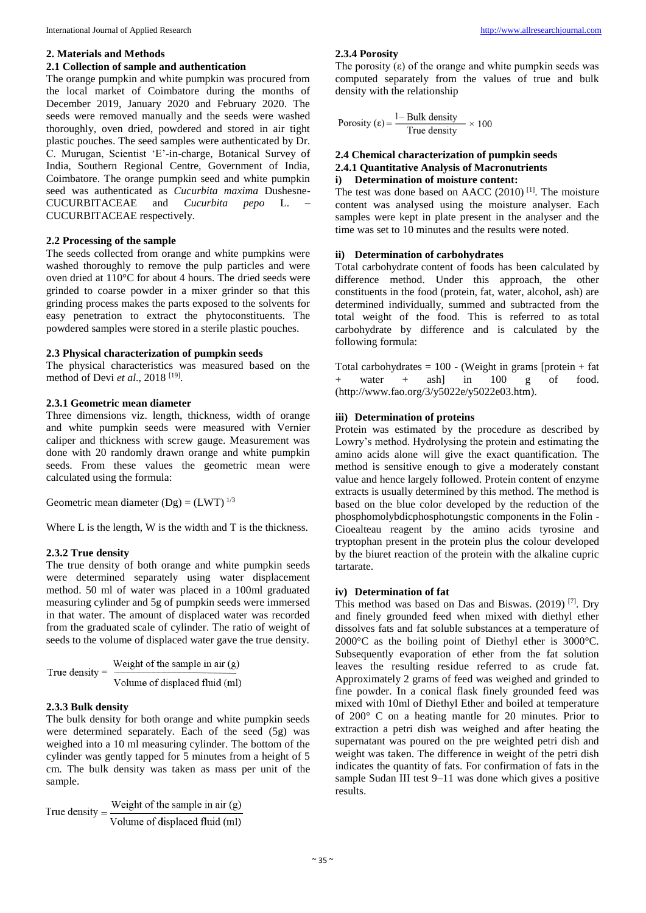## 2. Materials and Methods

### 2.1 Collection of sample and authentication

The orange pumpkin and white pumpkin was procured from the local market of Coimbatore during the months of December 2019, January 2020 and February 2020. The seeds were removed manually and the seeds were washed thoroughly, oven dried, powdered and stored in air tight plastic pouches. The seed samples were authenticated by Dr. C. Murugan, Scientist 'E'-in-charge, Botanical Survey of India, Southern Regional Centre, Government of India, Coimbatore. The orange pumpkin seed and white pumpkin seed was authenticated as *Cucurbita maxima* Dushesne-CUCURBITACEAE and *Cucurbita pepo* L. – CUCURBITACEAE respectively.

### 2.2 Processing of the sample

The seeds collected from orange and white pumpkins were washed thoroughly to remove the pulp particles and were oven dried at 110°C for about 4 hours. The dried seeds were grinded to coarse powder in a mixer grinder so that this grinding process makes the parts exposed to the solvents for easy penetration to extract the phytoconstituents. The powdered samples were stored in a sterile plastic pouches.

### 2.3 Physical characterization of pumpkin seeds

The physical characteristics was measured based on the method of Devi *et al.*, 2018 [19].

#### 2.3.1 Geometric mean diameter

Three dimensions viz. length, thickness, width of orange and white pumpkin seeds were measured with Vernier caliper and thickness with screw gauge. Measurement was done with 20 randomly drawn orange and white pumpkin seeds. From these values the geometric mean were calculated using the formula:

$$\text{Geometric mean diameter (Dg)} = (LWT)^{1/3}$$

Where L is the length, W is the width and T is the thickness.

#### 2.3.2 True density

The true density of both orange and white pumpkin seeds were determined separately using water displacement method. 50 ml of water was placed in a 100ml graduated measuring cylinder and 5g of pumpkin seeds were immersed in that water. The amount of displaced water was recorded from the graduated scale of cylinder. The ratio of weight of seeds to the volume of displaced water gave the true density.

$$\text{True density} = \frac{\text{Weight of the sample in air (g)}}{\text{Volume of displaced fluid (ml)}}$$

#### 2.3.3 Bulk density

The bulk density for both orange and white pumpkin seeds were determined separately. Each of the seed (5g) was weighed into a 10 ml measuring cylinder. The bottom of the cylinder was gently tapped for 5 minutes from a height of 5 cm. The bulk density was taken as mass per unit of the sample.

$$\text{True density} = \frac{\text{Weight of the sample in air (g)}}{\text{Volume of displaced fluid (ml)}}$$

#### 2.3.4 Porosity

The porosity (ε) of the orange and white pumpkin seeds was computed separately from the values of true and bulk density with the relationship

$$\text{Porosity } (\varepsilon) = \frac{1 - \text{Bulk density}}{\text{True density}} \times 100$$

### 2.4 Chemical characterization of pumpkin seeds

#### 2.4.1 Quantitative Analysis of Macronutrients

**i) Determination of moisture content:**

The test was done based on AACC (2010) [1]. The moisture content was analysed using the moisture analyser. Each samples were kept in plate present in the analyser and the time was set to 10 minutes and the results were noted.

**ii) Determination of carbohydrates**

Total carbohydrate content of foods has been calculated by difference method. Under this approach, the other constituents in the food (protein, fat, water, alcohol, ash) are determined individually, summed and subtracted from the total weight of the food. This is referred to as total carbohydrate by difference and is calculated by the following formula:

Total carbohydrates = 100 - (Weight in grams [protein + fat + water + ash] in 100 g of food. (http://www.fao.org/3/y5022e/y5022e03.htm).

**iii) Determination of proteins**

Protein was estimated by the procedure as described by Lowry's method. Hydrolysing the protein and estimating the amino acids alone will give the exact quantification. The method is sensitive enough to give a moderately constant value and hence largely followed. Protein content of enzyme extracts is usually determined by this method. The method is based on the blue color developed by the reduction of the phosphomolybdicphosphotungstic components in the Folin - Cioealteau reagent by the amino acids tyrosine and tryptophan present in the protein plus the colour developed by the biuret reaction of the protein with the alkaline cupric tartarate.

**iv) Determination of fat**

This method was based on Das and Biswas. (2019) [7]. Dry and finely grounded feed when mixed with diethyl ether dissolves fats and fat soluble substances at a temperature of 2000°C as the boiling point of Diethyl ether is 3000°C. Subsequently evaporation of ether from the fat solution leaves the resulting residue referred to as crude fat. Approximately 2 grams of feed was weighed and grinded to fine powder. In a conical flask finely grounded feed was mixed with 10ml of Diethyl Ether and boiled at temperature of 200° C on a heating mantle for 20 minutes. Prior to extraction a petri dish was weighed and after heating the supernatant was poured on the pre weighted petri dish and weight was taken. The difference in weight of the petri dish indicates the quantity of fats. For confirmation of fats in the sample Sudan III test 9–11 was done which gives a positive results.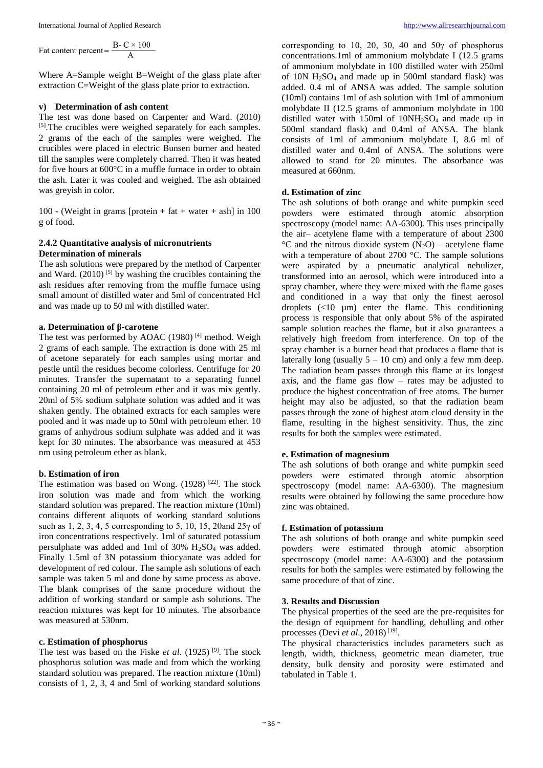$$\text{Fat content percent} = \frac{\text{B- C} \times 100}{\text{A}}$$

Where A=Sample weight B=Weight of the glass plate after extraction C=Weight of the glass plate prior to extraction.

#### v) Determination of ash content

The test was done based on Carpenter and Ward. (2010) [5].The crucibles were weighed separately for each samples. 2 grams of the each of the samples were weighed. The crucibles were placed in electric Bunsen burner and heated till the samples were completely charred. Then it was heated for five hours at 600°C in a muffle furnace in order to obtain the ash. Later it was cooled and weighed. The ash obtained was greyish in color.

100 - (Weight in grams [protein + fat + water + ash] in 100 g of food.

### 2.4.2 Quantitative analysis of micronutrients

**Determination of minerals**

The ash solutions were prepared by the method of Carpenter and Ward. (2010) [5] by washing the crucibles containing the ash residues after removing from the muffle furnace using small amount of distilled water and 5ml of concentrated Hcl and was made up to 50 ml with distilled water.

#### a. Determination of β-carotene

The test was performed by AOAC (1980) [4] method. Weigh 2 grams of each sample. The extraction is done with 25 ml of acetone separately for each samples using mortar and pestle until the residues become colorless. Centrifuge for 20 minutes. Transfer the supernatant to a separating funnel containing 20 ml of petroleum ether and it was mix gently. 20ml of 5% sodium sulphate solution was added and it was shaken gently. The obtained extracts for each samples were pooled and it was made up to 50ml with petroleum ether. 10 grams of anhydrous sodium sulphate was added and it was kept for 30 minutes. The absorbance was measured at 453 nm using petroleum ether as blank.

#### b. Estimation of iron

The estimation was based on Wong. (1928) [22]. The stock iron solution was made and from which the working standard solution was prepared. The reaction mixture (10ml) contains different aliquots of working standard solutions such as 1, 2, 3, 4, 5 corresponding to 5, 10, 15, 20and 25γ of iron concentrations respectively. 1ml of saturated potassium persulphate was added and 1ml of 30% $H_2SO_4$ was added. Finally 1.5ml of 3N potassium thiocyanate was added for development of red colour. The sample ash solutions of each sample was taken 5 ml and done by same process as above. The blank comprises of the same procedure without the addition of working standard or sample ash solutions. The reaction mixtures was kept for 10 minutes. The absorbance was measured at 530nm.

#### c. Estimation of phosphorus

The test was based on the Fiske *et al*. (1925) [9]. The stock phosphorus solution was made and from which the working standard solution was prepared. The reaction mixture (10ml) consists of 1, 2, 3, 4 and 5ml of working standard solutions corresponding to 10, 20, 30, 40 and 50γ of phosphorus concentrations.1ml of ammonium molybdate I (12.5 grams of ammonium molybdate in 100 distilled water with 250ml of 10N $H_2SO_4$ and made up in 500ml standard flask) was added. 0.4 ml of ANSA was added. The sample solution (10ml) contains 1ml of ash solution with 1ml of ammonium molybdate II (12.5 grams of ammonium molybdate in 100 distilled water with 150ml of $10NH_2SO_4$ and made up in 500ml standard flask) and 0.4ml of ANSA. The blank consists of 1ml of ammonium molybdate I, 8.6 ml of distilled water and 0.4ml of ANSA. The solutions were allowed to stand for 20 minutes. The absorbance was measured at 660nm.

#### d. Estimation of zinc

The ash solutions of both orange and white pumpkin seed powders were estimated through atomic absorption spectroscopy (model name: AA-6300). This uses principally the air– acetylene flame with a temperature of about 2300 °C and the nitrous dioxide system ($N_2O$) – acetylene flame with a temperature of about 2700 °C. The sample solutions were aspirated by a pneumatic analytical nebulizer, transformed into an aerosol, which were introduced into a spray chamber, where they were mixed with the flame gases and conditioned in a way that only the finest aerosol droplets (<10 μm) enter the flame. This conditioning process is responsible that only about 5% of the aspirated sample solution reaches the flame, but it also guarantees a relatively high freedom from interference. On top of the spray chamber is a burner head that produces a flame that is laterally long (usually 5 – 10 cm) and only a few mm deep. The radiation beam passes through this flame at its longest axis, and the flame gas flow – rates may be adjusted to produce the highest concentration of free atoms. The burner height may also be adjusted, so that the radiation beam passes through the zone of highest atom cloud density in the flame, resulting in the highest sensitivity. Thus, the zinc results for both the samples were estimated.

#### e. Estimation of magnesium

The ash solutions of both orange and white pumpkin seed powders were estimated through atomic absorption spectroscopy (model name: AA-6300). The magnesium results were obtained by following the same procedure how zinc was obtained.

#### f. Estimation of potassium

The ash solutions of both orange and white pumpkin seed powders were estimated through atomic absorption spectroscopy (model name: AA-6300) and the potassium results for both the samples were estimated by following the same procedure of that of zinc.

## 3. Results and Discussion

The physical properties of the seed are the pre-requisites for the design of equipment for handling, dehulling and other processes (Devi *et al*., 2018) [19].

The physical characteristics includes parameters such as length, width, thickness, geometric mean diameter, true density, bulk density and porosity were estimated and tabulated in Table 1.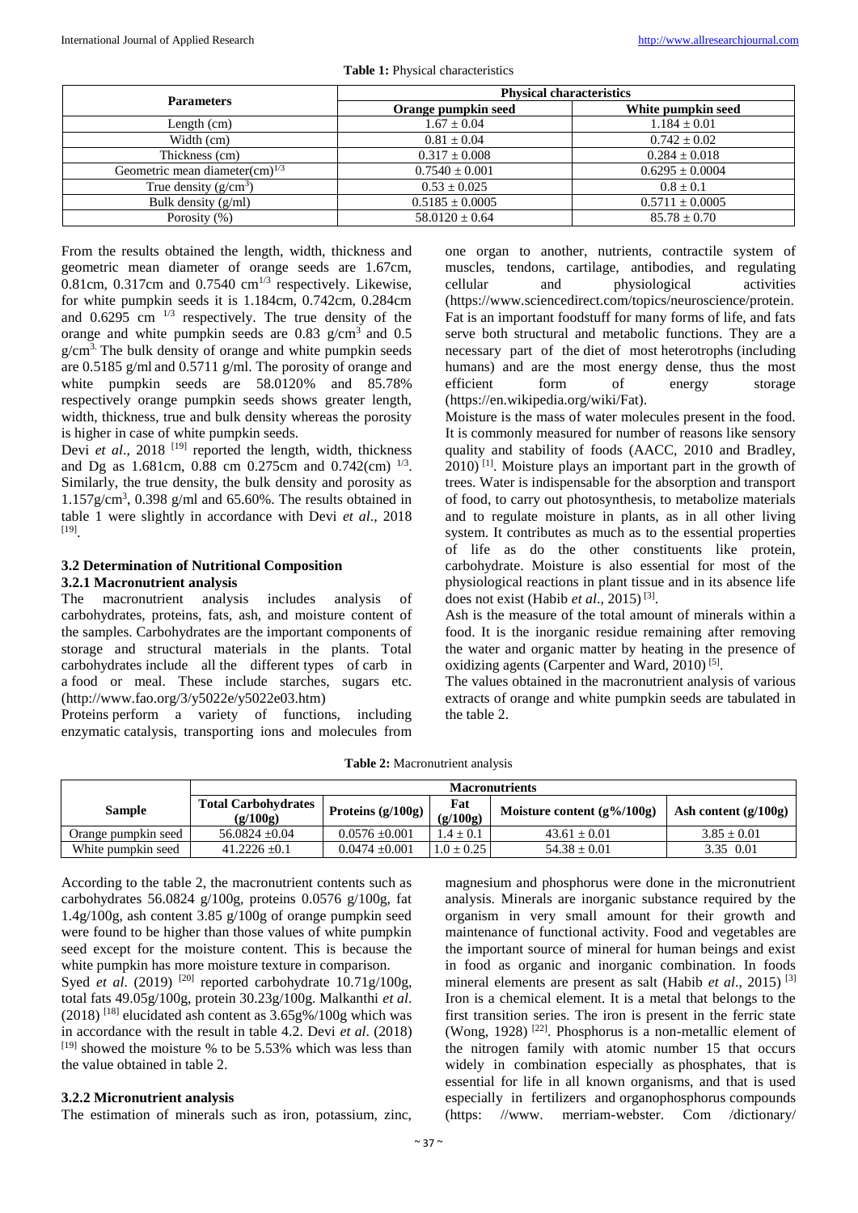**Table 1:** Physical characteristics

| Parameters | Physical characteristics | |
|---|---|---|
| | Orange pumpkin seed | White pumpkin seed |
| Length (cm) | 1.67 ± 0.04 | 1.184 ± 0.01 |
| Width (cm) | 0.81 ± 0.04 | 0.742 ± 0.02 |
| Thickness (cm) | 0.317 ± 0.008 | 0.284 ± 0.018 |
| Geometric mean diameter$(cm)^{1/3}$ | 0.7540 ± 0.001 | 0.6295 ± 0.0004 |
| True density $(g/cm^3)$ | 0.53 ± 0.025 | 0.8 ± 0.1 |
| Bulk density (g/ml) | 0.5185 ± 0.0005 | 0.5711 ± 0.0005 |
| Porosity (%) | 58.0120 ± 0.64 | 85.78 ± 0.70 |

From the results obtained the length, width, thickness and geometric mean diameter of orange seeds are 1.67cm, 0.81cm, 0.317cm and 0.7540 $cm^{1/3}$ respectively. Likewise, for white pumpkin seeds it is 1.184cm, 0.742cm, 0.284cm and 0.6295 cm $^{1/3}$ respectively. The true density of the orange and white pumpkin seeds are 0.83 $g/cm^3$ and 0.5 $g/cm^3$. The bulk density of orange and white pumpkin seeds are 0.5185 g/ml and 0.5711 g/ml. The porosity of orange and white pumpkin seeds are 58.0120% and 85.78% respectively orange pumpkin seeds shows greater length, width, thickness, true and bulk density whereas the porosity is higher in case of white pumpkin seeds.

Devi *et al*., 2018 [19] reported the length, width, thickness and Dg as 1.681cm, 0.88 cm 0.275cm and 0.742(cm) $^{1/3}$. Similarly, the true density, the bulk density and porosity as 1.157$g/cm^3$, 0.398 g/ml and 65.60%. The results obtained in table 1 were slightly in accordance with Devi *et al*., 2018 [19].

### 3.2 Determination of Nutritional Composition

#### 3.2.1 Macronutrient analysis

The macronutrient analysis includes analysis of carbohydrates, proteins, fats, ash, and moisture content of the samples. Carbohydrates are the important components of storage and structural materials in the plants. Total carbohydrates include all the different types of carb in a food or meal. These include starches, sugars etc. (http://www.fao.org/3/y5022e/y5022e03.htm)

Proteins perform a variety of functions, including enzymatic catalysis, transporting ions and molecules from one organ to another, nutrients, contractile system of muscles, tendons, cartilage, antibodies, and regulating cellular and physiological activities (https://www.sciencedirect.com/topics/neuroscience/protein. Fat is an important foodstuff for many forms of life, and fats serve both structural and metabolic functions. They are a necessary part of the diet of most heterotrophs (including humans) and are the most energy dense, thus the most efficient form of energy storage (https://en.wikipedia.org/wiki/Fat).

Moisture is the mass of water molecules present in the food. It is commonly measured for number of reasons like sensory quality and stability of foods (AACC, 2010 and Bradley, 2010) [1]. Moisture plays an important part in the growth of trees. Water is indispensable for the absorption and transport of food, to carry out photosynthesis, to metabolize materials and to regulate moisture in plants, as in all other living system. It contributes as much as to the essential properties of life as do the other constituents like protein, carbohydrate. Moisture is also essential for most of the physiological reactions in plant tissue and in its absence life does not exist (Habib *et al*., 2015) [3].

Ash is the measure of the total amount of minerals within a food. It is the inorganic residue remaining after removing the water and organic matter by heating in the presence of oxidizing agents (Carpenter and Ward, 2010) [5].

The values obtained in the macronutrient analysis of various extracts of orange and white pumpkin seeds are tabulated in the table 2.

**Table 2:** Macronutrient analysis

| Sample | Macronutrients | | | | |
|---|---|---|---|---|---|
| | Total Carbohydrates (g/100g) | Proteins (g/100g) | Fat (g/100g) | Moisture content (g%/100g) | Ash content (g/100g) |
| Orange pumpkin seed | 56.0824 ±0.04 | 0.0576 ±0.001 | 1.4 ± 0.1 | 43.61 ± 0.01 | 3.85 ± 0.01 |
| White pumpkin seed | 41.2226 ±0.1 | 0.0474 ±0.001 | 1.0 ± 0.25 | 54.38 ± 0.01 | 3.35 0.01 |

According to the table 2, the macronutrient contents such as carbohydrates 56.0824 g/100g, proteins 0.0576 g/100g, fat 1.4g/100g, ash content 3.85 g/100g of orange pumpkin seed were found to be higher than those values of white pumpkin seed except for the moisture content. This is because the white pumpkin has more moisture texture in comparison.

Syed *et al*. (2019) [20] reported carbohydrate 10.71g/100g, total fats 49.05g/100g, protein 30.23g/100g. Malkanthi *et al*. (2018) [18] elucidated ash content as 3.65g%/100g which was in accordance with the result in table 4.2. Devi *et al*. (2018) [19] showed the moisture % to be 5.53% which was less than the value obtained in table 2.

#### 3.2.2 Micronutrient analysis

The estimation of minerals such as iron, potassium, zinc, magnesium and phosphorus were done in the micronutrient analysis. Minerals are inorganic substance required by the organism in very small amount for their growth and maintenance of functional activity. Food and vegetables are the important source of mineral for human beings and exist in food as organic and inorganic combination. In foods mineral elements are present as salt (Habib *et al*., 2015) [3]

Iron is a chemical element. It is a metal that belongs to the first transition series. The iron is present in the ferric state (Wong, 1928) [22]. Phosphorus is a non-metallic element of the nitrogen family with atomic number 15 that occurs widely in combination especially as phosphates, that is essential for life in all known organisms, and that is used especially in fertilizers and organophosphorus compounds (https: //www. merriam-webster. Com /dictionary/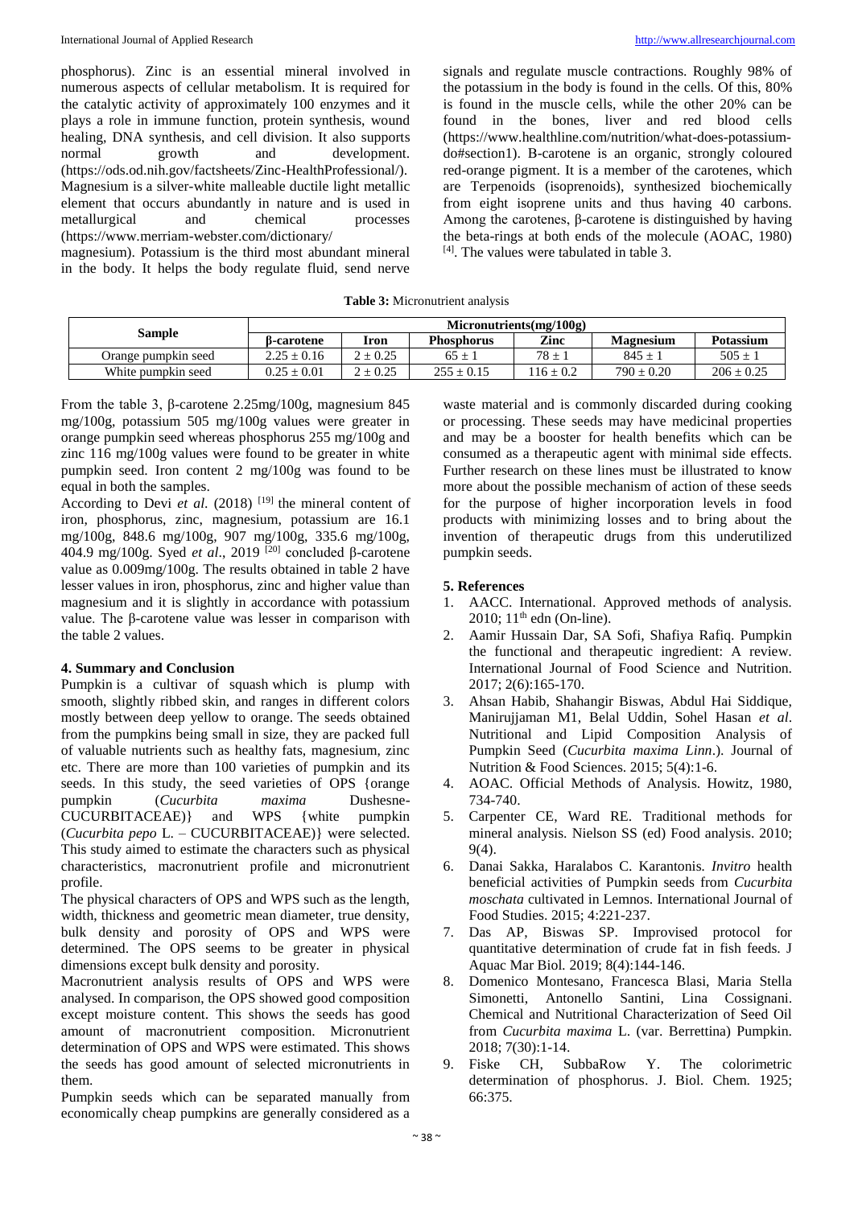phosphorus). Zinc is an essential mineral involved in numerous aspects of cellular metabolism. It is required for the catalytic activity of approximately 100 enzymes and it plays a role in immune function, protein synthesis, wound healing, DNA synthesis, and cell division. It also supports normal growth and development. (https://ods.od.nih.gov/factsheets/Zinc-HealthProfessional/). Magnesium is a silver-white malleable ductile light metallic element that occurs abundantly in nature and is used in metallurgical and chemical processes (https://www.merriam-webster.com/dictionary/ magnesium). Potassium is the third most abundant mineral in the body. It helps the body regulate fluid, send nerve signals and regulate muscle contractions. Roughly 98% of the potassium in the body is found in the cells. Of this, 80% is found in the muscle cells, while the other 20% can be found in the bones, liver and red blood cells (https://www.healthline.com/nutrition/what-does-potassium-do#section1). Β-carotene is an organic, strongly coloured red-orange pigment. It is a member of the carotenes, which are Terpenoids (isoprenoids), synthesized biochemically from eight isoprene units and thus having 40 carbons. Among the carotenes, β-carotene is distinguished by having the beta-rings at both ends of the molecule (AOAC, 1980) [4]. The values were tabulated in table 3.

**Table 3:** Micronutrient analysis

| Sample | Micronutrients(mg/100g) | | | | | |
|---|---|---|---|---|---|---|
| | β-carotene | Iron | Phosphorus | Zinc | Magnesium | Potassium |
| Orange pumpkin seed | 2.25 ± 0.16 | 2 ± 0.25 | 65 ± 1 | 78 ± 1 | 845 ± 1 | 505 ± 1 |
| White pumpkin seed | 0.25 ± 0.01 | 2 ± 0.25 | 255 ± 0.15 | 116 ± 0.2 | 790 ± 0.20 | 206 ± 0.25 |

From the table 3, β-carotene 2.25mg/100g, magnesium 845 mg/100g, potassium 505 mg/100g values were greater in orange pumpkin seed whereas phosphorus 255 mg/100g and zinc 116 mg/100g values were found to be greater in white pumpkin seed. Iron content 2 mg/100g was found to be equal in both the samples.

According to Devi *et al.* (2018) [19] the mineral content of iron, phosphorus, zinc, magnesium, potassium are 16.1 mg/100g, 848.6 mg/100g, 907 mg/100g, 335.6 mg/100g, 404.9 mg/100g. Syed *et al*., 2019 [20] concluded β-carotene value as 0.009mg/100g. The results obtained in table 2 have lesser values in iron, phosphorus, zinc and higher value than magnesium and it is slightly in accordance with potassium value. The β-carotene value was lesser in comparison with the table 2 values.

## 4. Summary and Conclusion

Pumpkin is a cultivar of squash which is plump with smooth, slightly ribbed skin, and ranges in different colors mostly between deep yellow to orange. The seeds obtained from the pumpkins being small in size, they are packed full of valuable nutrients such as healthy fats, magnesium, zinc etc. There are more than 100 varieties of pumpkin and its seeds. In this study, the seed varieties of OPS {orange pumpkin (*Cucurbita maxima* Dushesne- CUCURBITACEAE)} and WPS {white pumpkin (*Cucurbita pepo* L. – CUCURBITACEAE)} were selected. This study aimed to estimate the characters such as physical characteristics, macronutrient profile and micronutrient profile.

The physical characters of OPS and WPS such as the length, width, thickness and geometric mean diameter, true density, bulk density and porosity of OPS and WPS were determined. The OPS seems to be greater in physical dimensions except bulk density and porosity.

Macronutrient analysis results of OPS and WPS were analysed. In comparison, the OPS showed good composition except moisture content. This shows the seeds has good amount of macronutrient composition. Micronutrient determination of OPS and WPS were estimated. This shows the seeds has good amount of selected micronutrients in them.

Pumpkin seeds which can be separated manually from economically cheap pumpkins are generally considered as a waste material and is commonly discarded during cooking or processing. These seeds may have medicinal properties and may be a booster for health benefits which can be consumed as a therapeutic agent with minimal side effects. Further research on these lines must be illustrated to know more about the possible mechanism of action of these seeds for the purpose of higher incorporation levels in food products with minimizing losses and to bring about the invention of therapeutic drugs from this underutilized pumpkin seeds.

## 5. References

1. AACC. International. Approved methods of analysis. 2010; 11th edn (On-line).
2. Aamir Hussain Dar, SA Sofi, Shafiya Rafiq. Pumpkin the functional and therapeutic ingredient: A review. International Journal of Food Science and Nutrition. 2017; 2(6):165-170.
3. Ahsan Habib, Shahangir Biswas, Abdul Hai Siddique, Manirujjaman M1, Belal Uddin, Sohel Hasan *et al*. Nutritional and Lipid Composition Analysis of Pumpkin Seed (*Cucurbita maxima Linn*.). Journal of Nutrition & Food Sciences. 2015; 5(4):1-6.
4. AOAC. Official Methods of Analysis. Howitz, 1980, 734-740.
5. Carpenter CE, Ward RE. Traditional methods for mineral analysis. Nielson SS (ed) Food analysis. 2010; 9(4).
6. Danai Sakka, Haralabos C. Karantonis. *Invitro* health beneficial activities of Pumpkin seeds from *Cucurbita moschata* cultivated in Lemnos. International Journal of Food Studies. 2015; 4:221-237.
7. Das AP, Biswas SP. Improvised protocol for quantitative determination of crude fat in fish feeds. J Aquac Mar Biol. 2019; 8(4):144-146.
8. Domenico Montesano, Francesca Blasi, Maria Stella Simonetti, Antonello Santini, Lina Cossignani. Chemical and Nutritional Characterization of Seed Oil from *Cucurbita maxima* L. (var. Berrettina) Pumpkin. 2018; 7(30):1-14.
9. Fiske CH, SubbaRow Y. The colorimetric determination of phosphorus. J. Biol. Chem. 1925; 66:375.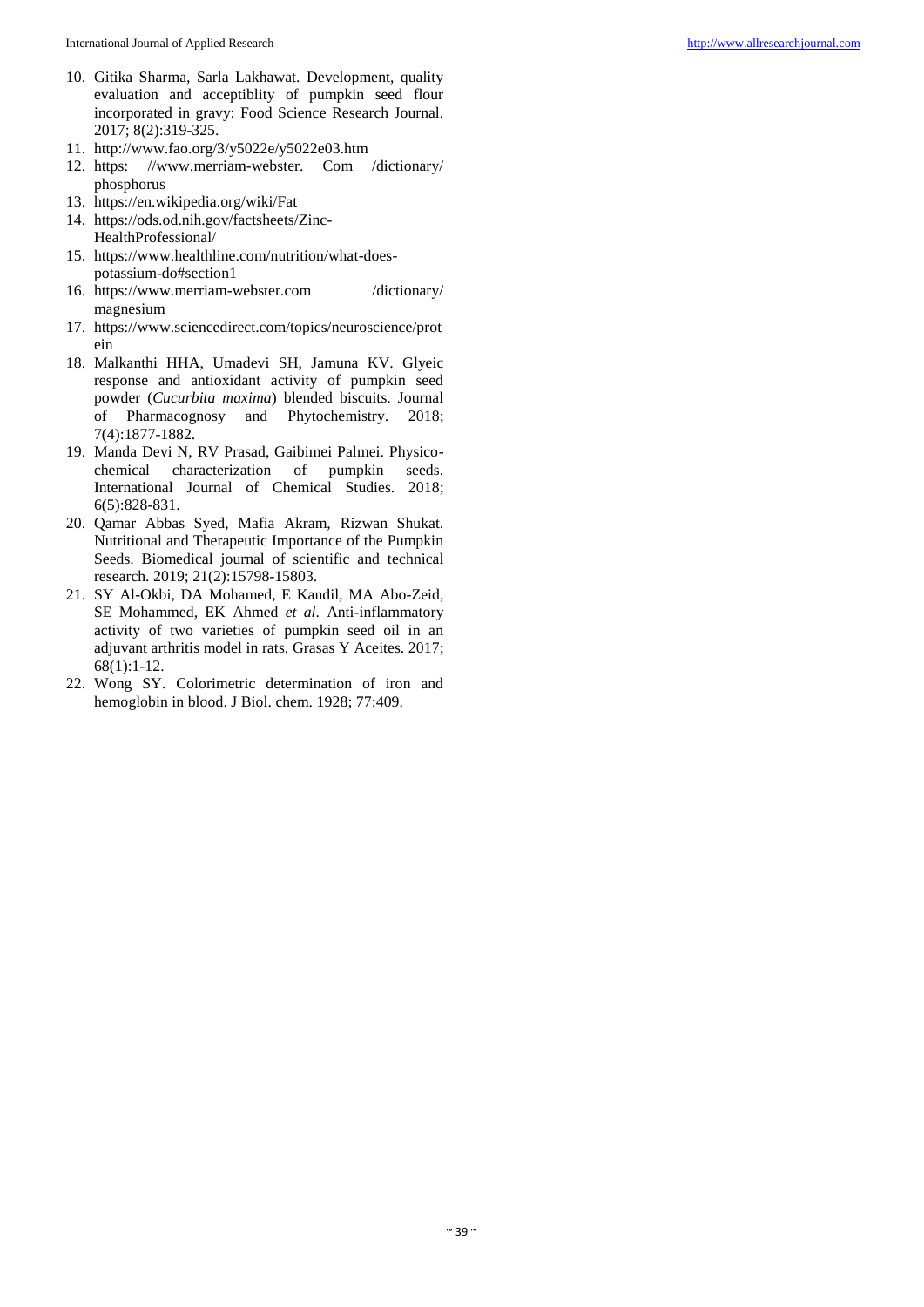10. Gitika Sharma, Sarla Lakhawat. Development, quality evaluation and acceptiblity of pumpkin seed flour incorporated in gravy: Food Science Research Journal. 2017; 8(2):319-325.
11. http://www.fao.org/3/y5022e/y5022e03.htm
12. https: //www.merriam-webster. Com /dictionary/ phosphorus
13. https://en.wikipedia.org/wiki/Fat
14. https://ods.od.nih.gov/factsheets/Zinc-HealthProfessional/
15. https://www.healthline.com/nutrition/what-does-potassium-do#section1
16. https://www.merriam-webster.com /dictionary/ magnesium
17. https://www.sciencedirect.com/topics/neuroscience/protein
18. Malkanthi HHA, Umadevi SH, Jamuna KV. Glyeic response and antioxidant activity of pumpkin seed powder (*Cucurbita maxima*) blended biscuits. Journal of Pharmacognosy and Phytochemistry. 2018; 7(4):1877-1882.
19. Manda Devi N, RV Prasad, Gaibimei Palmei. Physico-chemical characterization of pumpkin seeds. International Journal of Chemical Studies. 2018; 6(5):828-831.
20. Qamar Abbas Syed, Mafia Akram, Rizwan Shukat. Nutritional and Therapeutic Importance of the Pumpkin Seeds. Biomedical journal of scientific and technical research. 2019; 21(2):15798-15803.
21. SY Al-Okbi, DA Mohamed, E Kandil, MA Abo-Zeid, SE Mohammed, EK Ahmed *et al*. Anti-inflammatory activity of two varieties of pumpkin seed oil in an adjuvant arthritis model in rats. Grasas Y Aceites. 2017; 68(1):1-12.
22. Wong SY. Colorimetric determination of iron and hemoglobin in blood. J Biol. chem. 1928; 77:409.